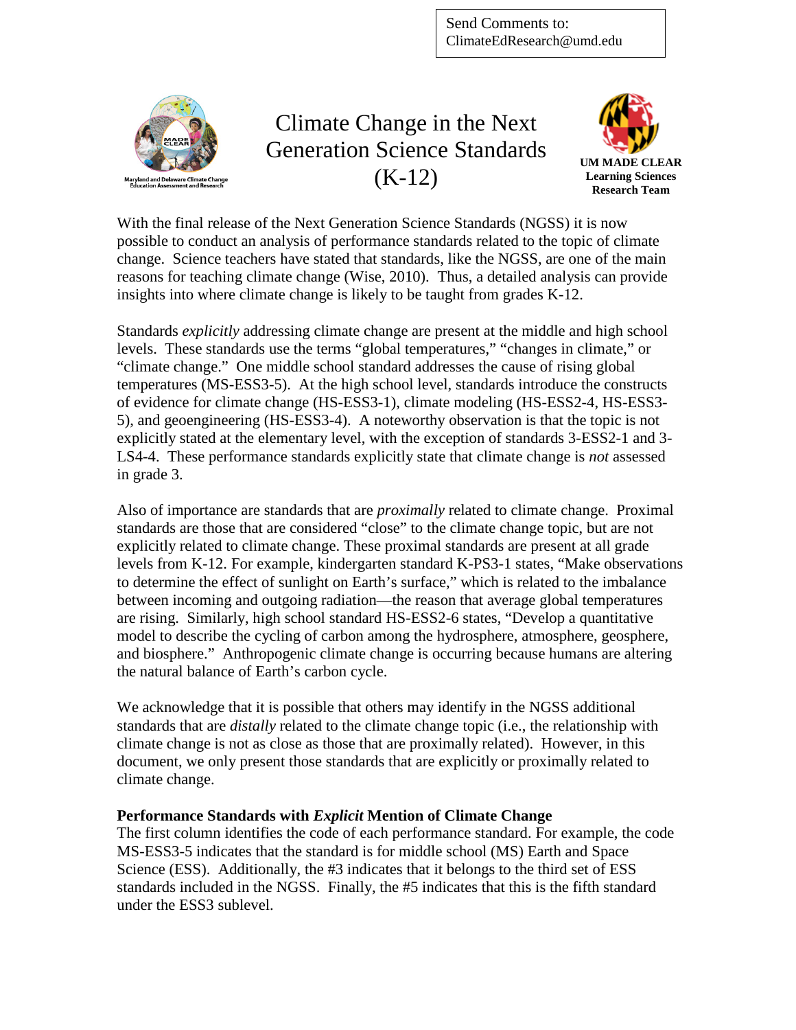Send Comments to:
ClimateEdResearch@umd.edu

Maryland and Delaware Climate Change Education Assessment and Research

# Climate Change in the Next Generation Science Standards (K-12)

**UM MADE CLEAR**
**Learning Sciences**
**Research Team**

With the final release of the Next Generation Science Standards (NGSS) it is now possible to conduct an analysis of performance standards related to the topic of climate change. Science teachers have stated that standards, like the NGSS, are one of the main reasons for teaching climate change (Wise, 2010). Thus, a detailed analysis can provide insights into where climate change is likely to be taught from grades K-12.

Standards *explicitly* addressing climate change are present at the middle and high school levels. These standards use the terms "global temperatures," "changes in climate," or "climate change." One middle school standard addresses the cause of rising global temperatures (MS-ESS3-5). At the high school level, standards introduce the constructs of evidence for climate change (HS-ESS3-1), climate modeling (HS-ESS2-4, HS-ESS3-5), and geoengineering (HS-ESS3-4). A noteworthy observation is that the topic is not explicitly stated at the elementary level, with the exception of standards 3-ESS2-1 and 3-LS4-4. These performance standards explicitly state that climate change is *not* assessed in grade 3.

Also of importance are standards that are *proximally* related to climate change. Proximal standards are those that are considered "close" to the climate change topic, but are not explicitly related to climate change. These proximal standards are present at all grade levels from K-12. For example, kindergarten standard K-PS3-1 states, "Make observations to determine the effect of sunlight on Earth's surface," which is related to the imbalance between incoming and outgoing radiation—the reason that average global temperatures are rising. Similarly, high school standard HS-ESS2-6 states, "Develop a quantitative model to describe the cycling of carbon among the hydrosphere, atmosphere, geosphere, and biosphere." Anthropogenic climate change is occurring because humans are altering the natural balance of Earth's carbon cycle.

We acknowledge that it is possible that others may identify in the NGSS additional standards that are *distally* related to the climate change topic (i.e., the relationship with climate change is not as close as those that are proximally related). However, in this document, we only present those standards that are explicitly or proximally related to climate change.

**Performance Standards with *Explicit* Mention of Climate Change**

The first column identifies the code of each performance standard. For example, the code MS-ESS3-5 indicates that the standard is for middle school (MS) Earth and Space Science (ESS). Additionally, the #3 indicates that it belongs to the third set of ESS standards included in the NGSS. Finally, the #5 indicates that this is the fifth standard under the ESS3 sublevel.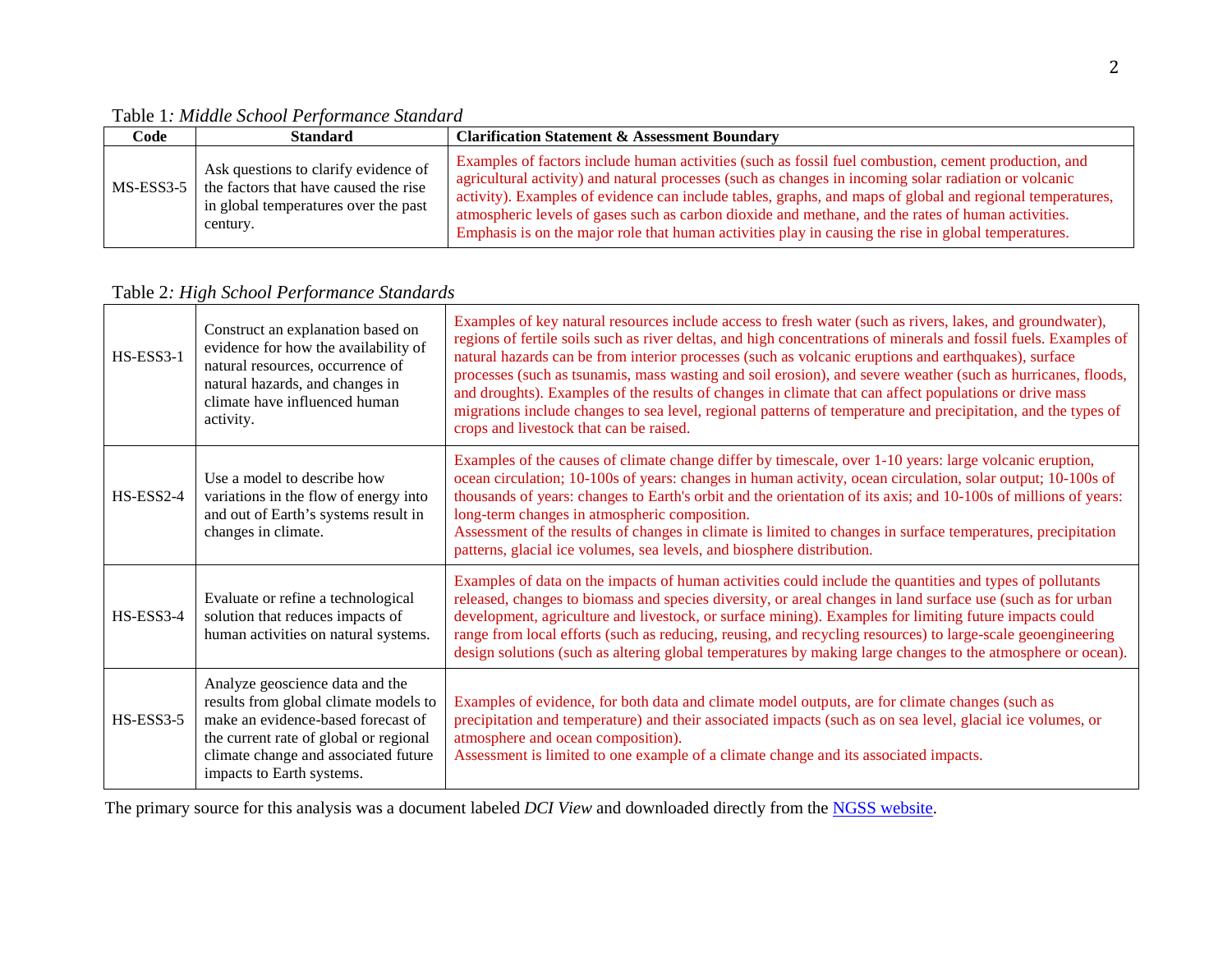Table 1*: Middle School Performance Standard*

| Code | Standard | Clarification Statement & Assessment Boundary |
| --- | --- | --- |
| MS-ESS3-5 | Ask questions to clarify evidence of the factors that have caused the rise in global temperatures over the past century. | Examples of factors include human activities (such as fossil fuel combustion, cement production, and agricultural activity) and natural processes (such as changes in incoming solar radiation or volcanic activity). Examples of evidence can include tables, graphs, and maps of global and regional temperatures, atmospheric levels of gases such as carbon dioxide and methane, and the rates of human activities. Emphasis is on the major role that human activities play in causing the rise in global temperatures. |

Table 2*: High School Performance Standards*

| | | |
| --- | --- | --- |
| HS-ESS3-1 | Construct an explanation based on evidence for how the availability of natural resources, occurrence of natural hazards, and changes in climate have influenced human activity. | Examples of key natural resources include access to fresh water (such as rivers, lakes, and groundwater), regions of fertile soils such as river deltas, and high concentrations of minerals and fossil fuels. Examples of natural hazards can be from interior processes (such as volcanic eruptions and earthquakes), surface processes (such as tsunamis, mass wasting and soil erosion), and severe weather (such as hurricanes, floods, and droughts). Examples of the results of changes in climate that can affect populations or drive mass migrations include changes to sea level, regional patterns of temperature and precipitation, and the types of crops and livestock that can be raised. |
| HS-ESS2-4 | Use a model to describe how variations in the flow of energy into and out of Earth's systems result in changes in climate. | Examples of the causes of climate change differ by timescale, over 1-10 years: large volcanic eruption, ocean circulation; 10-100s of years: changes in human activity, ocean circulation, solar output; 10-100s of thousands of years: changes to Earth's orbit and the orientation of its axis; and 10-100s of millions of years: long-term changes in atmospheric composition. Assessment of the results of changes in climate is limited to changes in surface temperatures, precipitation patterns, glacial ice volumes, sea levels, and biosphere distribution. |
| HS-ESS3-4 | Evaluate or refine a technological solution that reduces impacts of human activities on natural systems. | Examples of data on the impacts of human activities could include the quantities and types of pollutants released, changes to biomass and species diversity, or areal changes in land surface use (such as for urban development, agriculture and livestock, or surface mining). Examples for limiting future impacts could range from local efforts (such as reducing, reusing, and recycling resources) to large-scale geoengineering design solutions (such as altering global temperatures by making large changes to the atmosphere or ocean). |
| HS-ESS3-5 | Analyze geoscience data and the results from global climate models to make an evidence-based forecast of the current rate of global or regional climate change and associated future impacts to Earth systems. | Examples of evidence, for both data and climate model outputs, are for climate changes (such as precipitation and temperature) and their associated impacts (such as on sea level, glacial ice volumes, or atmosphere and ocean composition). Assessment is limited to one example of a climate change and its associated impacts. |

The primary source for this analysis was a document labeled *DCI View* and downloaded directly from the NGSS website.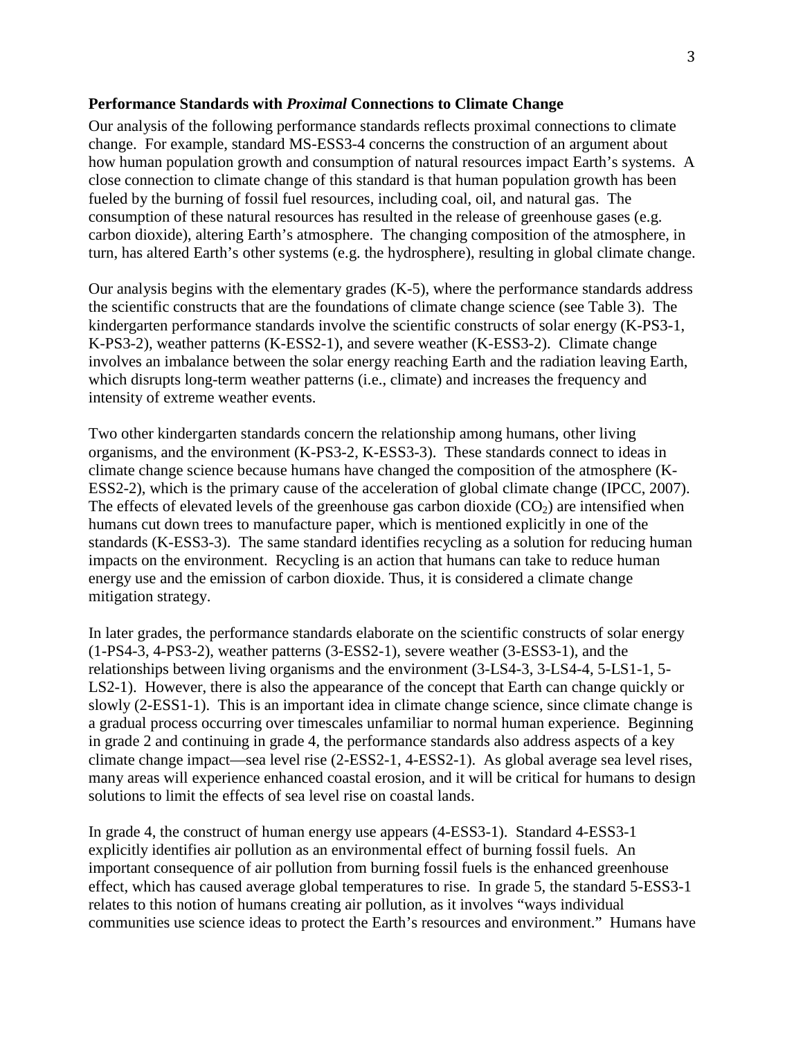### Performance Standards with *Proximal* Connections to Climate Change

Our analysis of the following performance standards reflects proximal connections to climate change. For example, standard MS-ESS3-4 concerns the construction of an argument about how human population growth and consumption of natural resources impact Earth's systems. A close connection to climate change of this standard is that human population growth has been fueled by the burning of fossil fuel resources, including coal, oil, and natural gas. The consumption of these natural resources has resulted in the release of greenhouse gases (e.g. carbon dioxide), altering Earth's atmosphere. The changing composition of the atmosphere, in turn, has altered Earth's other systems (e.g. the hydrosphere), resulting in global climate change.

Our analysis begins with the elementary grades (K-5), where the performance standards address the scientific constructs that are the foundations of climate change science (see Table 3). The kindergarten performance standards involve the scientific constructs of solar energy (K-PS3-1, K-PS3-2), weather patterns (K-ESS2-1), and severe weather (K-ESS3-2). Climate change involves an imbalance between the solar energy reaching Earth and the radiation leaving Earth, which disrupts long-term weather patterns (i.e., climate) and increases the frequency and intensity of extreme weather events.

Two other kindergarten standards concern the relationship among humans, other living organisms, and the environment (K-PS3-2, K-ESS3-3). These standards connect to ideas in climate change science because humans have changed the composition of the atmosphere (K-ESS2-2), which is the primary cause of the acceleration of global climate change (IPCC, 2007). The effects of elevated levels of the greenhouse gas carbon dioxide ($CO_2$) are intensified when humans cut down trees to manufacture paper, which is mentioned explicitly in one of the standards (K-ESS3-3). The same standard identifies recycling as a solution for reducing human impacts on the environment. Recycling is an action that humans can take to reduce human energy use and the emission of carbon dioxide. Thus, it is considered a climate change mitigation strategy.

In later grades, the performance standards elaborate on the scientific constructs of solar energy (1-PS4-3, 4-PS3-2), weather patterns (3-ESS2-1), severe weather (3-ESS3-1), and the relationships between living organisms and the environment (3-LS4-3, 3-LS4-4, 5-LS1-1, 5-LS2-1). However, there is also the appearance of the concept that Earth can change quickly or slowly (2-ESS1-1). This is an important idea in climate change science, since climate change is a gradual process occurring over timescales unfamiliar to normal human experience. Beginning in grade 2 and continuing in grade 4, the performance standards also address aspects of a key climate change impact—sea level rise (2-ESS2-1, 4-ESS2-1). As global average sea level rises, many areas will experience enhanced coastal erosion, and it will be critical for humans to design solutions to limit the effects of sea level rise on coastal lands.

In grade 4, the construct of human energy use appears (4-ESS3-1). Standard 4-ESS3-1 explicitly identifies air pollution as an environmental effect of burning fossil fuels. An important consequence of air pollution from burning fossil fuels is the enhanced greenhouse effect, which has caused average global temperatures to rise. In grade 5, the standard 5-ESS3-1 relates to this notion of humans creating air pollution, as it involves "ways individual communities use science ideas to protect the Earth's resources and environment." Humans have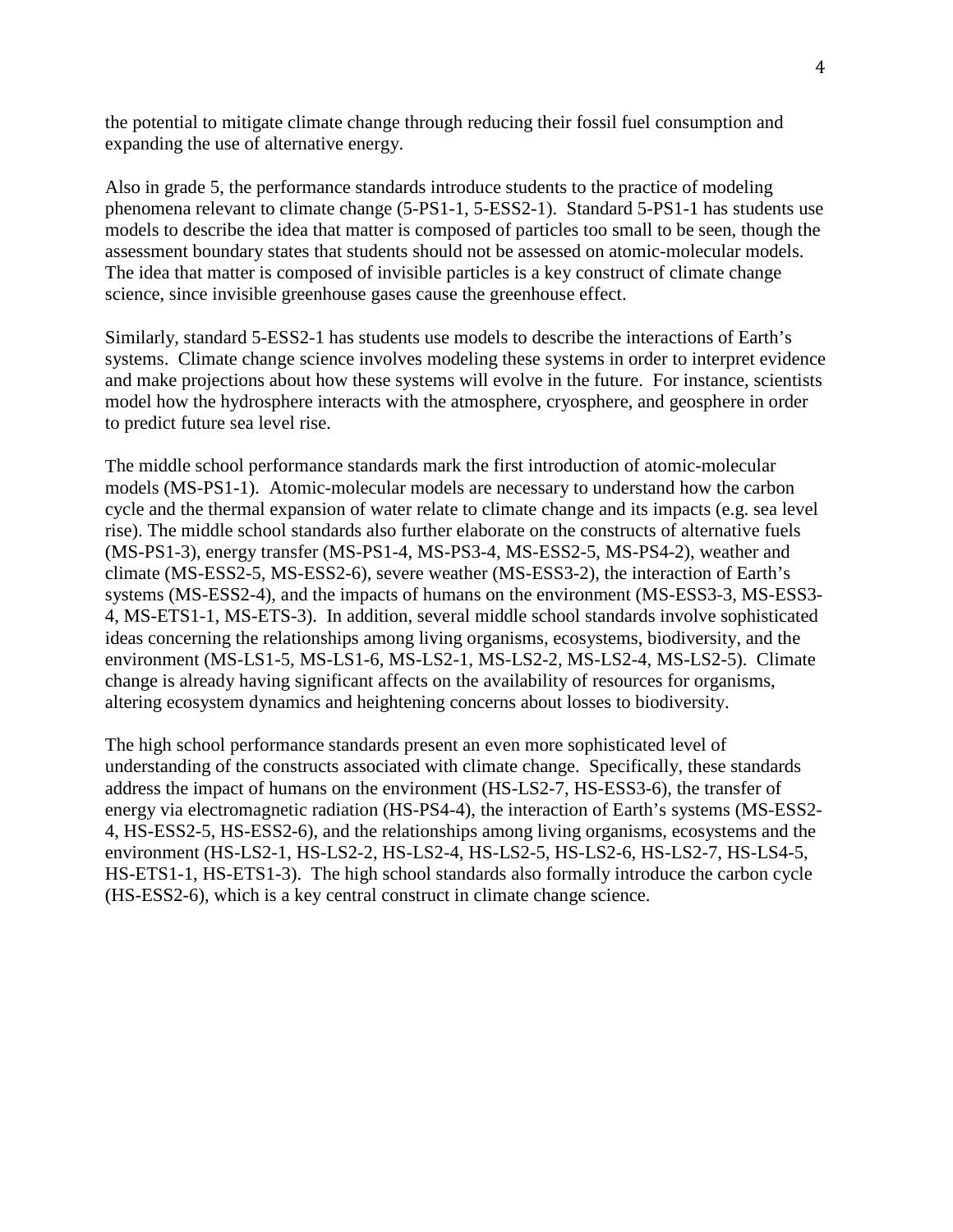the potential to mitigate climate change through reducing their fossil fuel consumption and expanding the use of alternative energy.

Also in grade 5, the performance standards introduce students to the practice of modeling phenomena relevant to climate change (5-PS1-1, 5-ESS2-1). Standard 5-PS1-1 has students use models to describe the idea that matter is composed of particles too small to be seen, though the assessment boundary states that students should not be assessed on atomic-molecular models. The idea that matter is composed of invisible particles is a key construct of climate change science, since invisible greenhouse gases cause the greenhouse effect.

Similarly, standard 5-ESS2-1 has students use models to describe the interactions of Earth's systems. Climate change science involves modeling these systems in order to interpret evidence and make projections about how these systems will evolve in the future. For instance, scientists model how the hydrosphere interacts with the atmosphere, cryosphere, and geosphere in order to predict future sea level rise.

The middle school performance standards mark the first introduction of atomic-molecular models (MS-PS1-1). Atomic-molecular models are necessary to understand how the carbon cycle and the thermal expansion of water relate to climate change and its impacts (e.g. sea level rise). The middle school standards also further elaborate on the constructs of alternative fuels (MS-PS1-3), energy transfer (MS-PS1-4, MS-PS3-4, MS-ESS2-5, MS-PS4-2), weather and climate (MS-ESS2-5, MS-ESS2-6), severe weather (MS-ESS3-2), the interaction of Earth's systems (MS-ESS2-4), and the impacts of humans on the environment (MS-ESS3-3, MS-ESS3-4, MS-ETS1-1, MS-ETS-3). In addition, several middle school standards involve sophisticated ideas concerning the relationships among living organisms, ecosystems, biodiversity, and the environment (MS-LS1-5, MS-LS1-6, MS-LS2-1, MS-LS2-2, MS-LS2-4, MS-LS2-5). Climate change is already having significant affects on the availability of resources for organisms, altering ecosystem dynamics and heightening concerns about losses to biodiversity.

The high school performance standards present an even more sophisticated level of understanding of the constructs associated with climate change. Specifically, these standards address the impact of humans on the environment (HS-LS2-7, HS-ESS3-6), the transfer of energy via electromagnetic radiation (HS-PS4-4), the interaction of Earth's systems (MS-ESS2-4, HS-ESS2-5, HS-ESS2-6), and the relationships among living organisms, ecosystems and the environment (HS-LS2-1, HS-LS2-2, HS-LS2-4, HS-LS2-5, HS-LS2-6, HS-LS2-7, HS-LS4-5, HS-ETS1-1, HS-ETS1-3). The high school standards also formally introduce the carbon cycle (HS-ESS2-6), which is a key central construct in climate change science.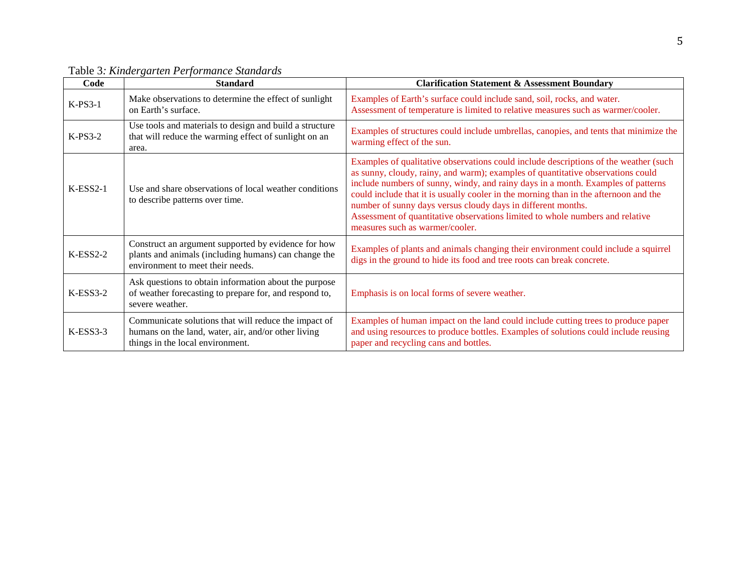Table 3*: Kindergarten Performance Standards*

| Code | Standard | Clarification Statement & Assessment Boundary |
| --- | --- | --- |
| K-PS3-1 | Make observations to determine the effect of sunlight on Earth's surface. | Examples of Earth's surface could include sand, soil, rocks, and water. Assessment of temperature is limited to relative measures such as warmer/cooler. |
| K-PS3-2 | Use tools and materials to design and build a structure that will reduce the warming effect of sunlight on an area. | Examples of structures could include umbrellas, canopies, and tents that minimize the warming effect of the sun. |
| K-ESS2-1 | Use and share observations of local weather conditions to describe patterns over time. | Examples of qualitative observations could include descriptions of the weather (such as sunny, cloudy, rainy, and warm); examples of quantitative observations could include numbers of sunny, windy, and rainy days in a month. Examples of patterns could include that it is usually cooler in the morning than in the afternoon and the number of sunny days versus cloudy days in different months. Assessment of quantitative observations limited to whole numbers and relative measures such as warmer/cooler. |
| K-ESS2-2 | Construct an argument supported by evidence for how plants and animals (including humans) can change the environment to meet their needs. | Examples of plants and animals changing their environment could include a squirrel digs in the ground to hide its food and tree roots can break concrete. |
| K-ESS3-2 | Ask questions to obtain information about the purpose of weather forecasting to prepare for, and respond to, severe weather. | Emphasis is on local forms of severe weather. |
| K-ESS3-3 | Communicate solutions that will reduce the impact of humans on the land, water, air, and/or other living things in the local environment. | Examples of human impact on the land could include cutting trees to produce paper and using resources to produce bottles. Examples of solutions could include reusing paper and recycling cans and bottles. |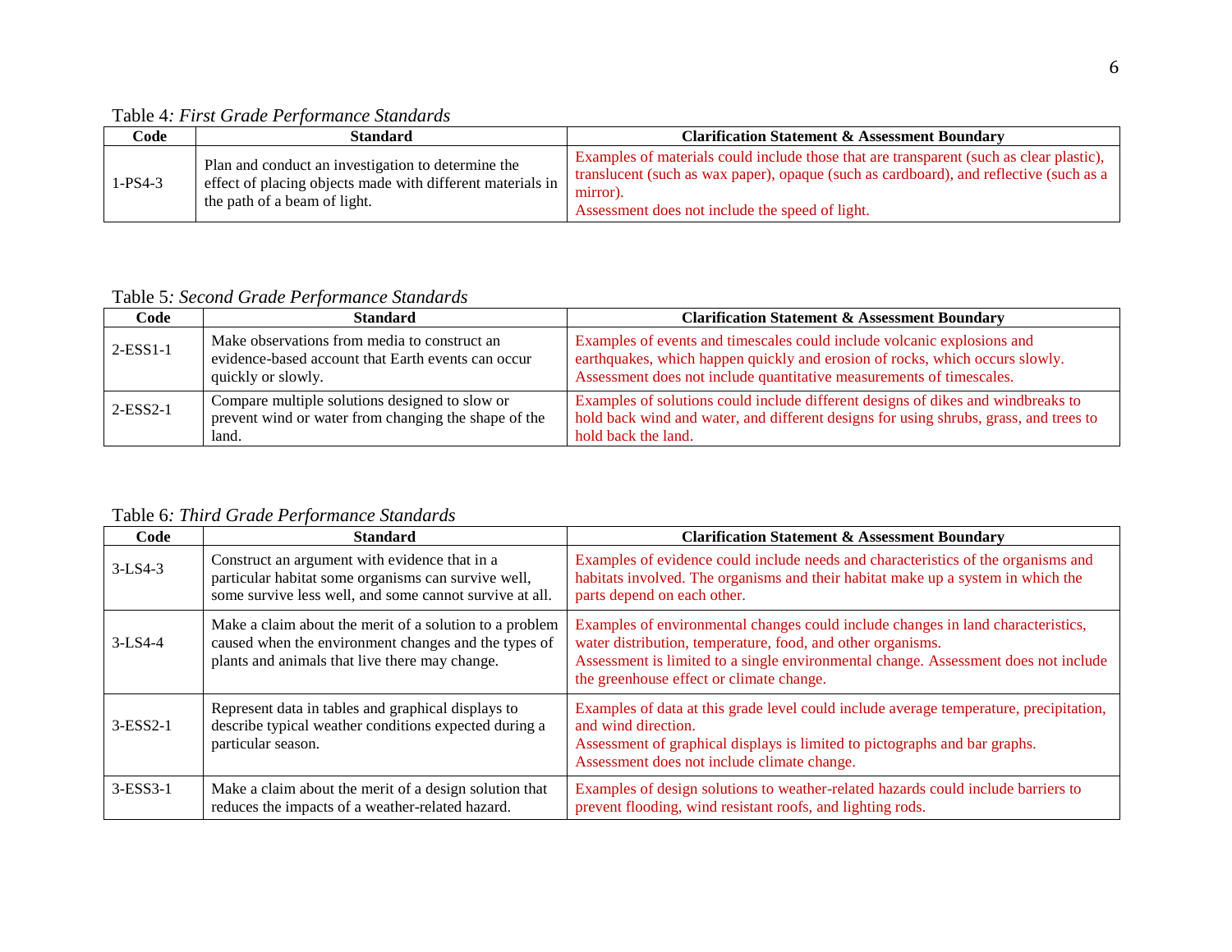Table 4*: First Grade Performance Standards*

| Code | Standard | Clarification Statement & Assessment Boundary |
|---|---|---|
| 1-PS4-3 | Plan and conduct an investigation to determine the effect of placing objects made with different materials in the path of a beam of light. | Examples of materials could include those that are transparent (such as clear plastic), translucent (such as wax paper), opaque (such as cardboard), and reflective (such as a mirror). Assessment does not include the speed of light. |

Table 5*: Second Grade Performance Standards*

| Code | Standard | Clarification Statement & Assessment Boundary |
|---|---|---|
| 2-ESS1-1 | Make observations from media to construct an evidence-based account that Earth events can occur quickly or slowly. | Examples of events and timescales could include volcanic explosions and earthquakes, which happen quickly and erosion of rocks, which occurs slowly. Assessment does not include quantitative measurements of timescales. |
| 2-ESS2-1 | Compare multiple solutions designed to slow or prevent wind or water from changing the shape of the land. | Examples of solutions could include different designs of dikes and windbreaks to hold back wind and water, and different designs for using shrubs, grass, and trees to hold back the land. |

Table 6*: Third Grade Performance Standards*

| Code | Standard | Clarification Statement & Assessment Boundary |
|---|---|---|
| 3-LS4-3 | Construct an argument with evidence that in a particular habitat some organisms can survive well, some survive less well, and some cannot survive at all. | Examples of evidence could include needs and characteristics of the organisms and habitats involved. The organisms and their habitat make up a system in which the parts depend on each other. |
| 3-LS4-4 | Make a claim about the merit of a solution to a problem caused when the environment changes and the types of plants and animals that live there may change. | Examples of environmental changes could include changes in land characteristics, water distribution, temperature, food, and other organisms. Assessment is limited to a single environmental change. Assessment does not include the greenhouse effect or climate change. |
| 3-ESS2-1 | Represent data in tables and graphical displays to describe typical weather conditions expected during a particular season. | Examples of data at this grade level could include average temperature, precipitation, and wind direction. Assessment of graphical displays is limited to pictographs and bar graphs. Assessment does not include climate change. |
| 3-ESS3-1 | Make a claim about the merit of a design solution that reduces the impacts of a weather-related hazard. | Examples of design solutions to weather-related hazards could include barriers to prevent flooding, wind resistant roofs, and lighting rods. |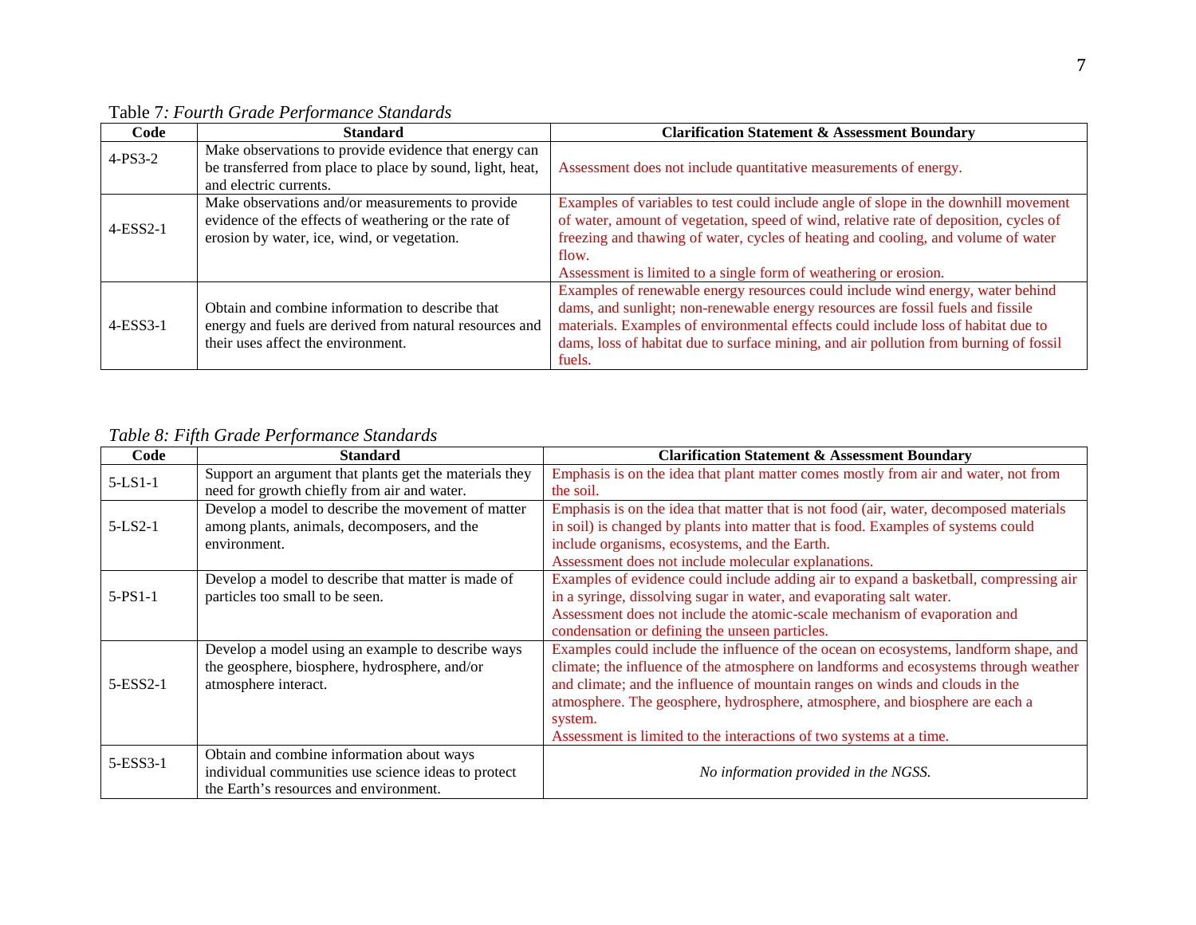Table 7*: Fourth Grade Performance Standards*

| Code | Standard | Clarification Statement & Assessment Boundary |
|---|---|---|
| 4-PS3-2 | Make observations to provide evidence that energy can be transferred from place to place by sound, light, heat, and electric currents. | Assessment does not include quantitative measurements of energy. |
| 4-ESS2-1 | Make observations and/or measurements to provide evidence of the effects of weathering or the rate of erosion by water, ice, wind, or vegetation. | Examples of variables to test could include angle of slope in the downhill movement of water, amount of vegetation, speed of wind, relative rate of deposition, cycles of freezing and thawing of water, cycles of heating and cooling, and volume of water flow.<br>Assessment is limited to a single form of weathering or erosion. |
| 4-ESS3-1 | Obtain and combine information to describe that energy and fuels are derived from natural resources and their uses affect the environment. | Examples of renewable energy resources could include wind energy, water behind dams, and sunlight; non-renewable energy resources are fossil fuels and fissile materials. Examples of environmental effects could include loss of habitat due to dams, loss of habitat due to surface mining, and air pollution from burning of fossil fuels. |

*Table 8: Fifth Grade Performance Standards*

| Code | Standard | Clarification Statement & Assessment Boundary |
|---|---|---|
| 5-LS1-1 | Support an argument that plants get the materials they need for growth chiefly from air and water. | Emphasis is on the idea that plant matter comes mostly from air and water, not from the soil. |
| 5-LS2-1 | Develop a model to describe the movement of matter among plants, animals, decomposers, and the environment. | Emphasis is on the idea that matter that is not food (air, water, decomposed materials in soil) is changed by plants into matter that is food. Examples of systems could include organisms, ecosystems, and the Earth.<br>Assessment does not include molecular explanations. |
| 5-PS1-1 | Develop a model to describe that matter is made of particles too small to be seen. | Examples of evidence could include adding air to expand a basketball, compressing air in a syringe, dissolving sugar in water, and evaporating salt water.<br>Assessment does not include the atomic-scale mechanism of evaporation and condensation or defining the unseen particles. |
| 5-ESS2-1 | Develop a model using an example to describe ways the geosphere, biosphere, hydrosphere, and/or atmosphere interact. | Examples could include the influence of the ocean on ecosystems, landform shape, and climate; the influence of the atmosphere on landforms and ecosystems through weather and climate; and the influence of mountain ranges on winds and clouds in the atmosphere. The geosphere, hydrosphere, atmosphere, and biosphere are each a system.<br>Assessment is limited to the interactions of two systems at a time. |
| 5-ESS3-1 | Obtain and combine information about ways individual communities use science ideas to protect the Earth's resources and environment. | *No information provided in the NGSS.* |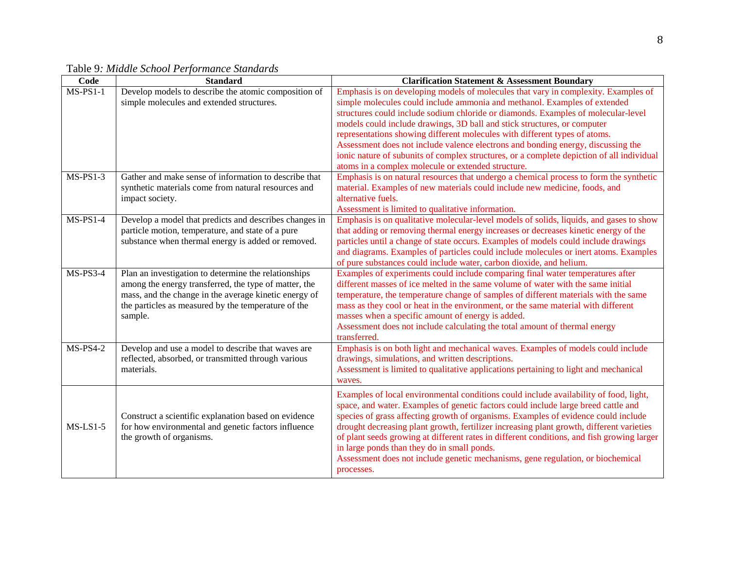Table 9*: Middle School Performance Standards*

| Code | Standard | Clarification Statement & Assessment Boundary |
| --- | --- | --- |
| MS-PS1-1 | Develop models to describe the atomic composition of simple molecules and extended structures. | Emphasis is on developing models of molecules that vary in complexity. Examples of simple molecules could include ammonia and methanol. Examples of extended structures could include sodium chloride or diamonds. Examples of molecular-level models could include drawings, 3D ball and stick structures, or computer representations showing different molecules with different types of atoms. Assessment does not include valence electrons and bonding energy, discussing the ionic nature of subunits of complex structures, or a complete depiction of all individual atoms in a complex molecule or extended structure. |
| MS-PS1-3 | Gather and make sense of information to describe that synthetic materials come from natural resources and impact society. | Emphasis is on natural resources that undergo a chemical process to form the synthetic material. Examples of new materials could include new medicine, foods, and alternative fuels. Assessment is limited to qualitative information. |
| MS-PS1-4 | Develop a model that predicts and describes changes in particle motion, temperature, and state of a pure substance when thermal energy is added or removed. | Emphasis is on qualitative molecular-level models of solids, liquids, and gases to show that adding or removing thermal energy increases or decreases kinetic energy of the particles until a change of state occurs. Examples of models could include drawings and diagrams. Examples of particles could include molecules or inert atoms. Examples of pure substances could include water, carbon dioxide, and helium. |
| MS-PS3-4 | Plan an investigation to determine the relationships among the energy transferred, the type of matter, the mass, and the change in the average kinetic energy of the particles as measured by the temperature of the sample. | Examples of experiments could include comparing final water temperatures after different masses of ice melted in the same volume of water with the same initial temperature, the temperature change of samples of different materials with the same mass as they cool or heat in the environment, or the same material with different masses when a specific amount of energy is added. Assessment does not include calculating the total amount of thermal energy transferred. |
| MS-PS4-2 | Develop and use a model to describe that waves are reflected, absorbed, or transmitted through various materials. | Emphasis is on both light and mechanical waves. Examples of models could include drawings, simulations, and written descriptions. Assessment is limited to qualitative applications pertaining to light and mechanical waves. |
| MS-LS1-5 | Construct a scientific explanation based on evidence for how environmental and genetic factors influence the growth of organisms. | Examples of local environmental conditions could include availability of food, light, space, and water. Examples of genetic factors could include large breed cattle and species of grass affecting growth of organisms. Examples of evidence could include drought decreasing plant growth, fertilizer increasing plant growth, different varieties of plant seeds growing at different rates in different conditions, and fish growing larger in large ponds than they do in small ponds. Assessment does not include genetic mechanisms, gene regulation, or biochemical processes. |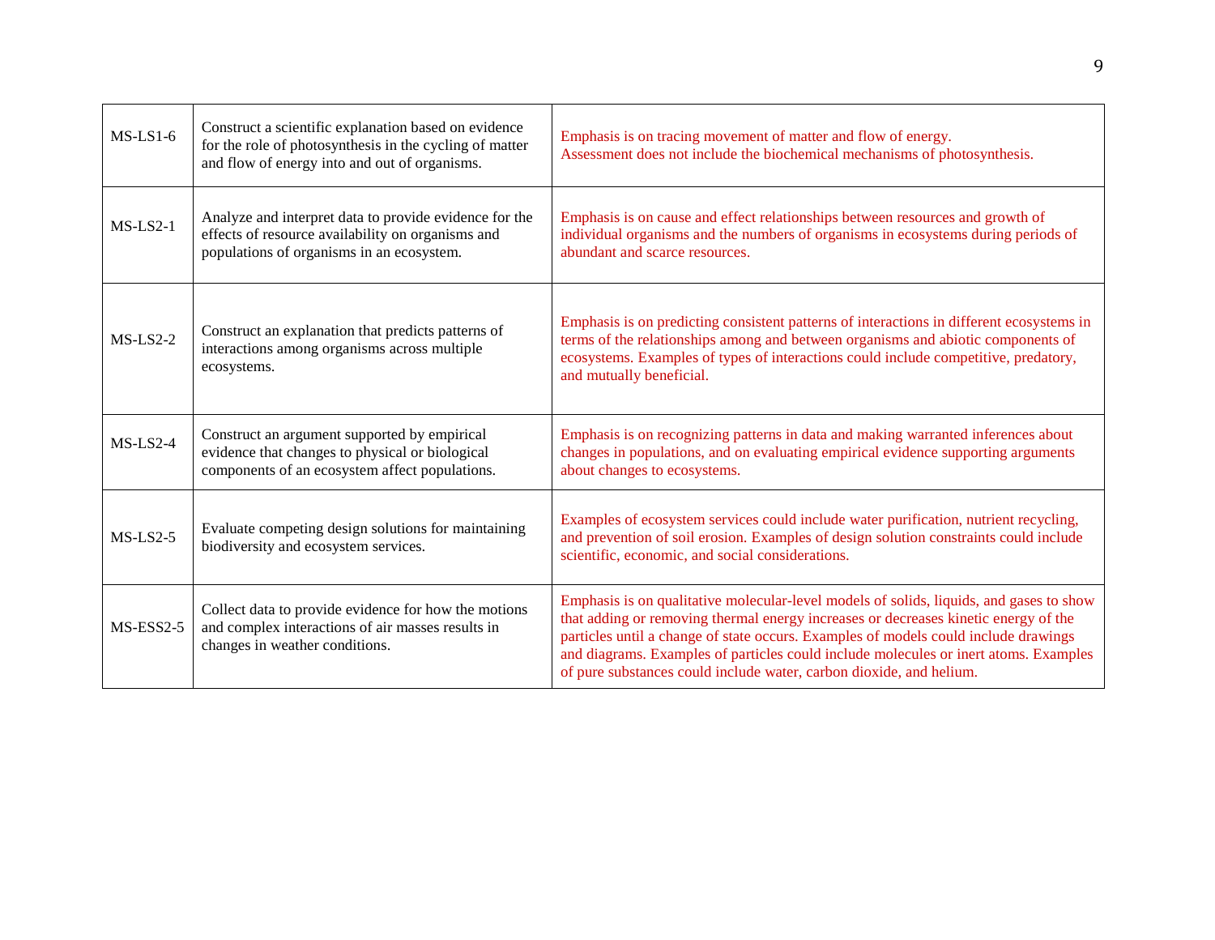| | | |
|---|---|---|
| MS-LS1-6 | Construct a scientific explanation based on evidence for the role of photosynthesis in the cycling of matter and flow of energy into and out of organisms. | Emphasis is on tracing movement of matter and flow of energy. Assessment does not include the biochemical mechanisms of photosynthesis. |
| MS-LS2-1 | Analyze and interpret data to provide evidence for the effects of resource availability on organisms and populations of organisms in an ecosystem. | Emphasis is on cause and effect relationships between resources and growth of individual organisms and the numbers of organisms in ecosystems during periods of abundant and scarce resources. |
| MS-LS2-2 | Construct an explanation that predicts patterns of interactions among organisms across multiple ecosystems. | Emphasis is on predicting consistent patterns of interactions in different ecosystems in terms of the relationships among and between organisms and abiotic components of ecosystems. Examples of types of interactions could include competitive, predatory, and mutually beneficial. |
| MS-LS2-4 | Construct an argument supported by empirical evidence that changes to physical or biological components of an ecosystem affect populations. | Emphasis is on recognizing patterns in data and making warranted inferences about changes in populations, and on evaluating empirical evidence supporting arguments about changes to ecosystems. |
| MS-LS2-5 | Evaluate competing design solutions for maintaining biodiversity and ecosystem services. | Examples of ecosystem services could include water purification, nutrient recycling, and prevention of soil erosion. Examples of design solution constraints could include scientific, economic, and social considerations. |
| MS-ESS2-5 | Collect data to provide evidence for how the motions and complex interactions of air masses results in changes in weather conditions. | Emphasis is on qualitative molecular-level models of solids, liquids, and gases to show that adding or removing thermal energy increases or decreases kinetic energy of the particles until a change of state occurs. Examples of models could include drawings and diagrams. Examples of particles could include molecules or inert atoms. Examples of pure substances could include water, carbon dioxide, and helium. |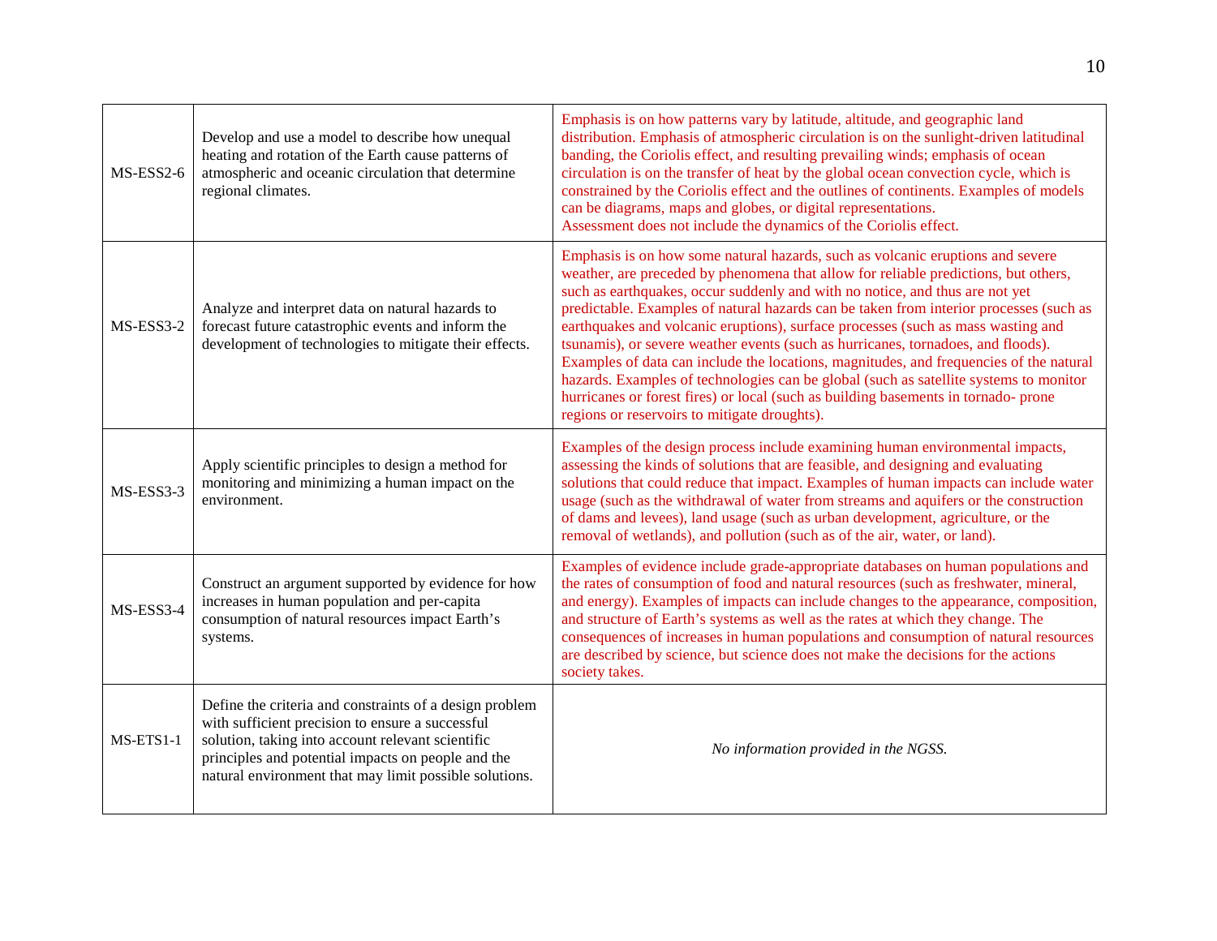| | | |
|---|---|---|
| MS-ESS2-6 | Develop and use a model to describe how unequal heating and rotation of the Earth cause patterns of atmospheric and oceanic circulation that determine regional climates. | Emphasis is on how patterns vary by latitude, altitude, and geographic land distribution. Emphasis of atmospheric circulation is on the sunlight-driven latitudinal banding, the Coriolis effect, and resulting prevailing winds; emphasis of ocean circulation is on the transfer of heat by the global ocean convection cycle, which is constrained by the Coriolis effect and the outlines of continents. Examples of models can be diagrams, maps and globes, or digital representations. Assessment does not include the dynamics of the Coriolis effect. |
| MS-ESS3-2 | Analyze and interpret data on natural hazards to forecast future catastrophic events and inform the development of technologies to mitigate their effects. | Emphasis is on how some natural hazards, such as volcanic eruptions and severe weather, are preceded by phenomena that allow for reliable predictions, but others, such as earthquakes, occur suddenly and with no notice, and thus are not yet predictable. Examples of natural hazards can be taken from interior processes (such as earthquakes and volcanic eruptions), surface processes (such as mass wasting and tsunamis), or severe weather events (such as hurricanes, tornadoes, and floods). Examples of data can include the locations, magnitudes, and frequencies of the natural hazards. Examples of technologies can be global (such as satellite systems to monitor hurricanes or forest fires) or local (such as building basements in tornado- prone regions or reservoirs to mitigate droughts). |
| MS-ESS3-3 | Apply scientific principles to design a method for monitoring and minimizing a human impact on the environment. | Examples of the design process include examining human environmental impacts, assessing the kinds of solutions that are feasible, and designing and evaluating solutions that could reduce that impact. Examples of human impacts can include water usage (such as the withdrawal of water from streams and aquifers or the construction of dams and levees), land usage (such as urban development, agriculture, or the removal of wetlands), and pollution (such as of the air, water, or land). |
| MS-ESS3-4 | Construct an argument supported by evidence for how increases in human population and per-capita consumption of natural resources impact Earth's systems. | Examples of evidence include grade-appropriate databases on human populations and the rates of consumption of food and natural resources (such as freshwater, mineral, and energy). Examples of impacts can include changes to the appearance, composition, and structure of Earth's systems as well as the rates at which they change. The consequences of increases in human populations and consumption of natural resources are described by science, but science does not make the decisions for the actions society takes. |
| MS-ETS1-1 | Define the criteria and constraints of a design problem with sufficient precision to ensure a successful solution, taking into account relevant scientific principles and potential impacts on people and the natural environment that may limit possible solutions. | *No information provided in the NGSS.* |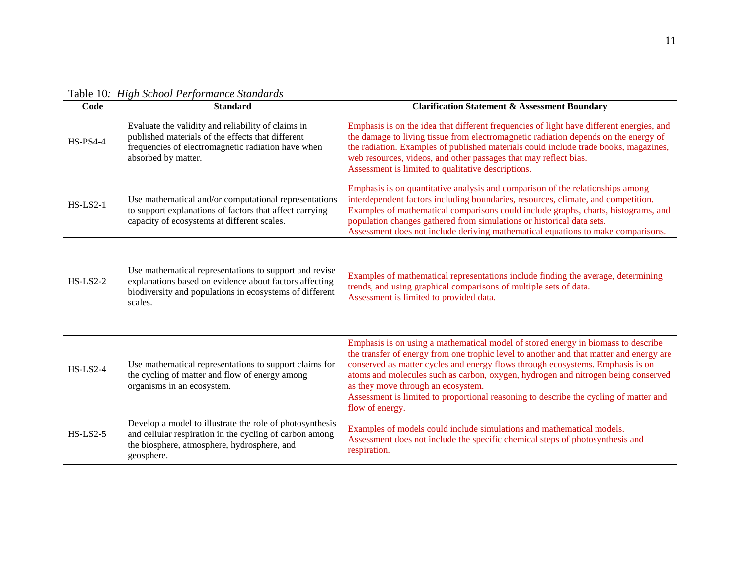Table 10*: High School Performance Standards*

| Code | Standard | Clarification Statement & Assessment Boundary |
|---|---|---|
| HS-PS4-4 | Evaluate the validity and reliability of claims in published materials of the effects that different frequencies of electromagnetic radiation have when absorbed by matter. | Emphasis is on the idea that different frequencies of light have different energies, and the damage to living tissue from electromagnetic radiation depends on the energy of the radiation. Examples of published materials could include trade books, magazines, web resources, videos, and other passages that may reflect bias. Assessment is limited to qualitative descriptions. |
| HS-LS2-1 | Use mathematical and/or computational representations to support explanations of factors that affect carrying capacity of ecosystems at different scales. | Emphasis is on quantitative analysis and comparison of the relationships among interdependent factors including boundaries, resources, climate, and competition. Examples of mathematical comparisons could include graphs, charts, histograms, and population changes gathered from simulations or historical data sets. Assessment does not include deriving mathematical equations to make comparisons. |
| HS-LS2-2 | Use mathematical representations to support and revise explanations based on evidence about factors affecting biodiversity and populations in ecosystems of different scales. | Examples of mathematical representations include finding the average, determining trends, and using graphical comparisons of multiple sets of data. Assessment is limited to provided data. |
| HS-LS2-4 | Use mathematical representations to support claims for the cycling of matter and flow of energy among organisms in an ecosystem. | Emphasis is on using a mathematical model of stored energy in biomass to describe the transfer of energy from one trophic level to another and that matter and energy are conserved as matter cycles and energy flows through ecosystems. Emphasis is on atoms and molecules such as carbon, oxygen, hydrogen and nitrogen being conserved as they move through an ecosystem. Assessment is limited to proportional reasoning to describe the cycling of matter and flow of energy. |
| HS-LS2-5 | Develop a model to illustrate the role of photosynthesis and cellular respiration in the cycling of carbon among the biosphere, atmosphere, hydrosphere, and geosphere. | Examples of models could include simulations and mathematical models. Assessment does not include the specific chemical steps of photosynthesis and respiration. |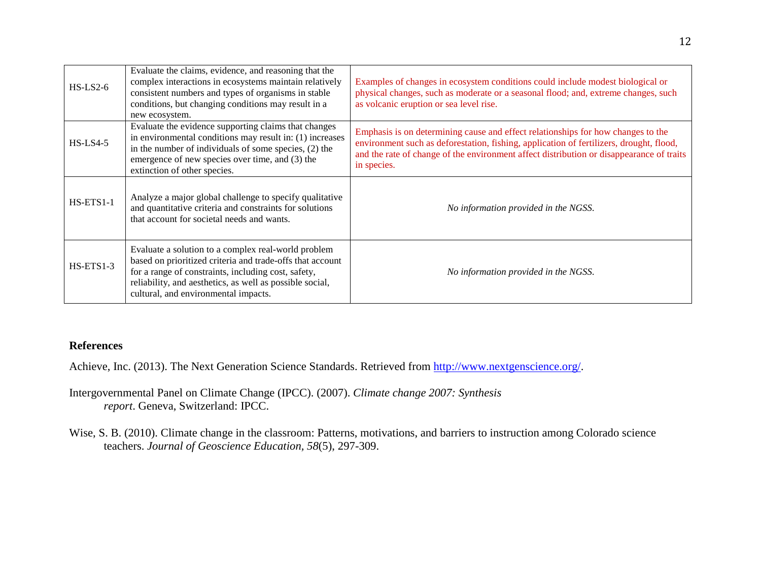| | | |
|---|---|---|
| HS-LS2-6 | Evaluate the claims, evidence, and reasoning that the complex interactions in ecosystems maintain relatively consistent numbers and types of organisms in stable conditions, but changing conditions may result in a new ecosystem. | Examples of changes in ecosystem conditions could include modest biological or physical changes, such as moderate or a seasonal flood; and, extreme changes, such as volcanic eruption or sea level rise. |
| HS-LS4-5 | Evaluate the evidence supporting claims that changes in environmental conditions may result in: (1) increases in the number of individuals of some species, (2) the emergence of new species over time, and (3) the extinction of other species. | Emphasis is on determining cause and effect relationships for how changes to the environment such as deforestation, fishing, application of fertilizers, drought, flood, and the rate of change of the environment affect distribution or disappearance of traits in species. |
| HS-ETS1-1 | Analyze a major global challenge to specify qualitative and quantitative criteria and constraints for solutions that account for societal needs and wants. | *No information provided in the NGSS.* |
| HS-ETS1-3 | Evaluate a solution to a complex real-world problem based on prioritized criteria and trade-offs that account for a range of constraints, including cost, safety, reliability, and aesthetics, as well as possible social, cultural, and environmental impacts. | *No information provided in the NGSS.* |

## References

Achieve, Inc. (2013). The Next Generation Science Standards. Retrieved from http://www.nextgenscience.org/.

Intergovernmental Panel on Climate Change (IPCC). (2007). *Climate change 2007: Synthesis report*. Geneva, Switzerland: IPCC.

Wise, S. B. (2010). Climate change in the classroom: Patterns, motivations, and barriers to instruction among Colorado science teachers. *Journal of Geoscience Education, 58*(5), 297-309.